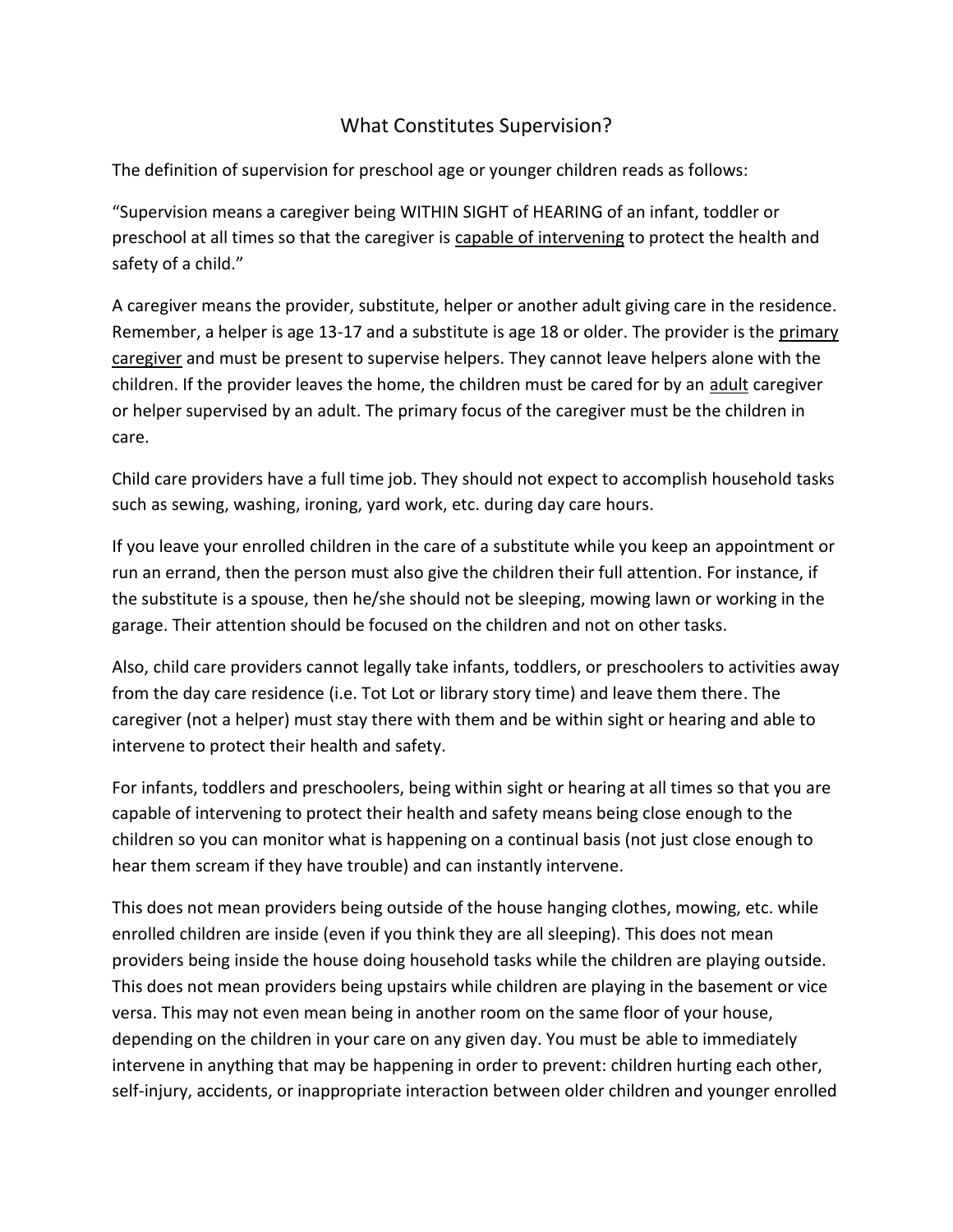# What Constitutes Supervision?

The definition of supervision for preschool age or younger children reads as follows:

"Supervision means a caregiver being WITHIN SIGHT of HEARING of an infant, toddler or preschool at all times so that the caregiver is <u>capable of intervening</u> to protect the health and safety of a child."

A caregiver means the provider, substitute, helper or another adult giving care in the residence. Remember, a helper is age 13-17 and a substitute is age 18 or older. The provider is the <u>primary caregiver</u> and must be present to supervise helpers. They cannot leave helpers alone with the children. If the provider leaves the home, the children must be cared for by an <u>adult</u> caregiver or helper supervised by an adult. The primary focus of the caregiver must be the children in care.

Child care providers have a full time job. They should not expect to accomplish household tasks such as sewing, washing, ironing, yard work, etc. during day care hours.

If you leave your enrolled children in the care of a substitute while you keep an appointment or run an errand, then the person must also give the children their full attention. For instance, if the substitute is a spouse, then he/she should not be sleeping, mowing lawn or working in the garage. Their attention should be focused on the children and not on other tasks.

Also, child care providers cannot legally take infants, toddlers, or preschoolers to activities away from the day care residence (i.e. Tot Lot or library story time) and leave them there. The caregiver (not a helper) must stay there with them and be within sight or hearing and able to intervene to protect their health and safety.

For infants, toddlers and preschoolers, being within sight or hearing at all times so that you are capable of intervening to protect their health and safety means being close enough to the children so you can monitor what is happening on a continual basis (not just close enough to hear them scream if they have trouble) and can instantly intervene.

This does not mean providers being outside of the house hanging clothes, mowing, etc. while enrolled children are inside (even if you think they are all sleeping). This does not mean providers being inside the house doing household tasks while the children are playing outside. This does not mean providers being upstairs while children are playing in the basement or vice versa. This may not even mean being in another room on the same floor of your house, depending on the children in your care on any given day. You must be able to immediately intervene in anything that may be happening in order to prevent: children hurting each other, self-injury, accidents, or inappropriate interaction between older children and younger enrolled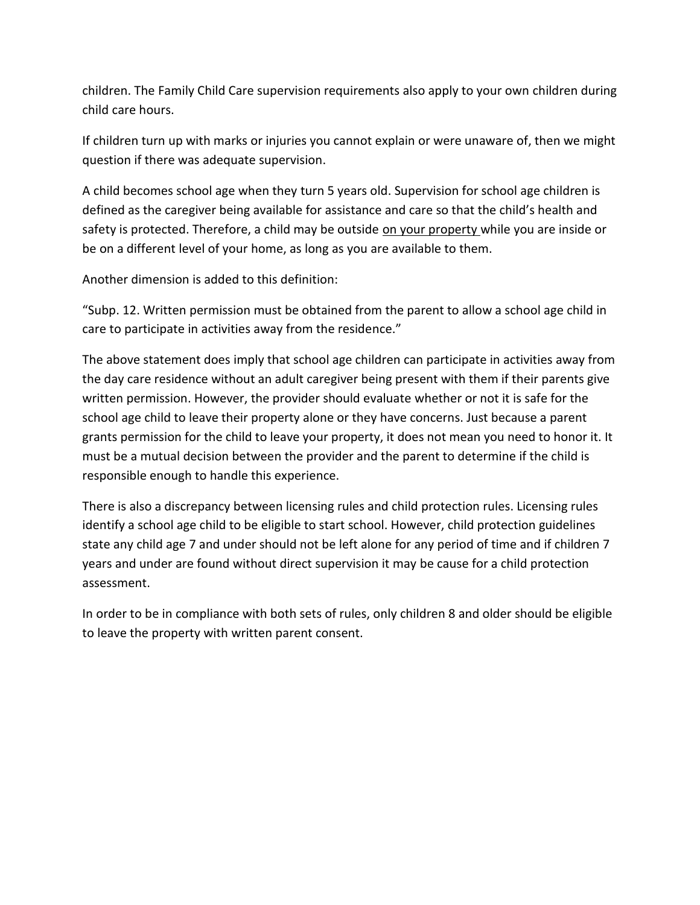children. The Family Child Care supervision requirements also apply to your own children during child care hours.

If children turn up with marks or injuries you cannot explain or were unaware of, then we might question if there was adequate supervision.

A child becomes school age when they turn 5 years old. Supervision for school age children is defined as the caregiver being available for assistance and care so that the child's health and safety is protected. Therefore, a child may be outside <u>on your property</u> while you are inside or be on a different level of your home, as long as you are available to them.

Another dimension is added to this definition:

"Subp. 12. Written permission must be obtained from the parent to allow a school age child in care to participate in activities away from the residence."

The above statement does imply that school age children can participate in activities away from the day care residence without an adult caregiver being present with them if their parents give written permission. However, the provider should evaluate whether or not it is safe for the school age child to leave their property alone or they have concerns. Just because a parent grants permission for the child to leave your property, it does not mean you need to honor it. It must be a mutual decision between the provider and the parent to determine if the child is responsible enough to handle this experience.

There is also a discrepancy between licensing rules and child protection rules. Licensing rules identify a school age child to be eligible to start school. However, child protection guidelines state any child age 7 and under should not be left alone for any period of time and if children 7 years and under are found without direct supervision it may be cause for a child protection assessment.

In order to be in compliance with both sets of rules, only children 8 and older should be eligible to leave the property with written parent consent.